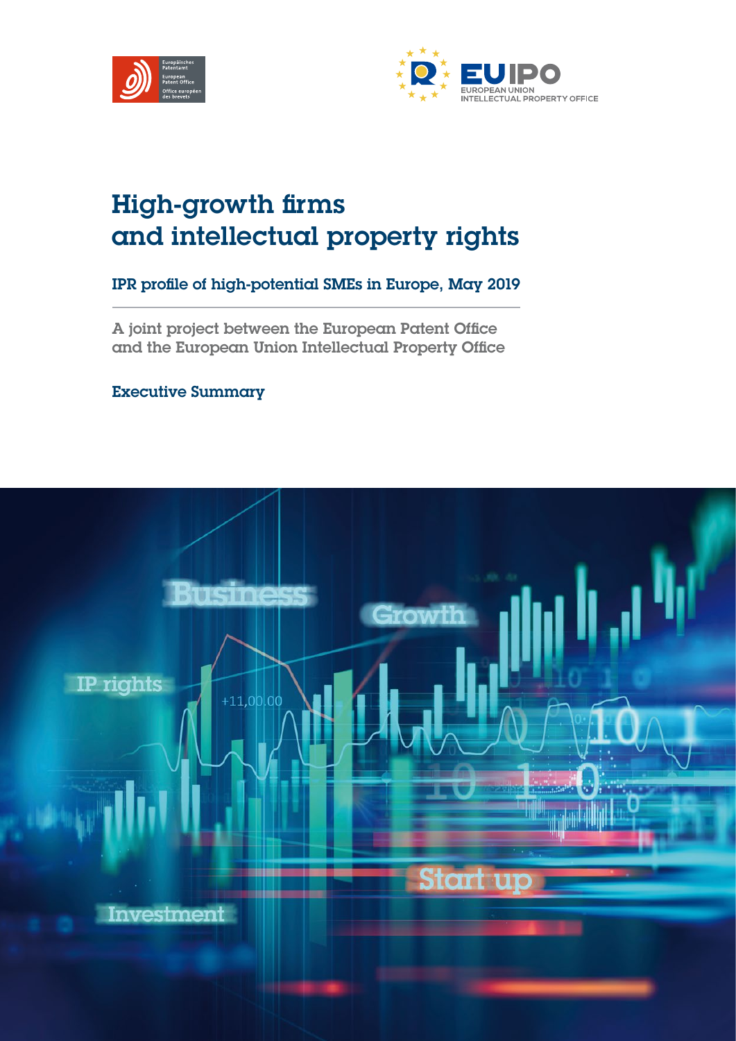# High-growth firms and intellectual property rights

## IPR profile of high-potential SMEs in Europe, May 2019

A joint project between the European Patent Office and the European Union Intellectual Property Office

**Executive Summary**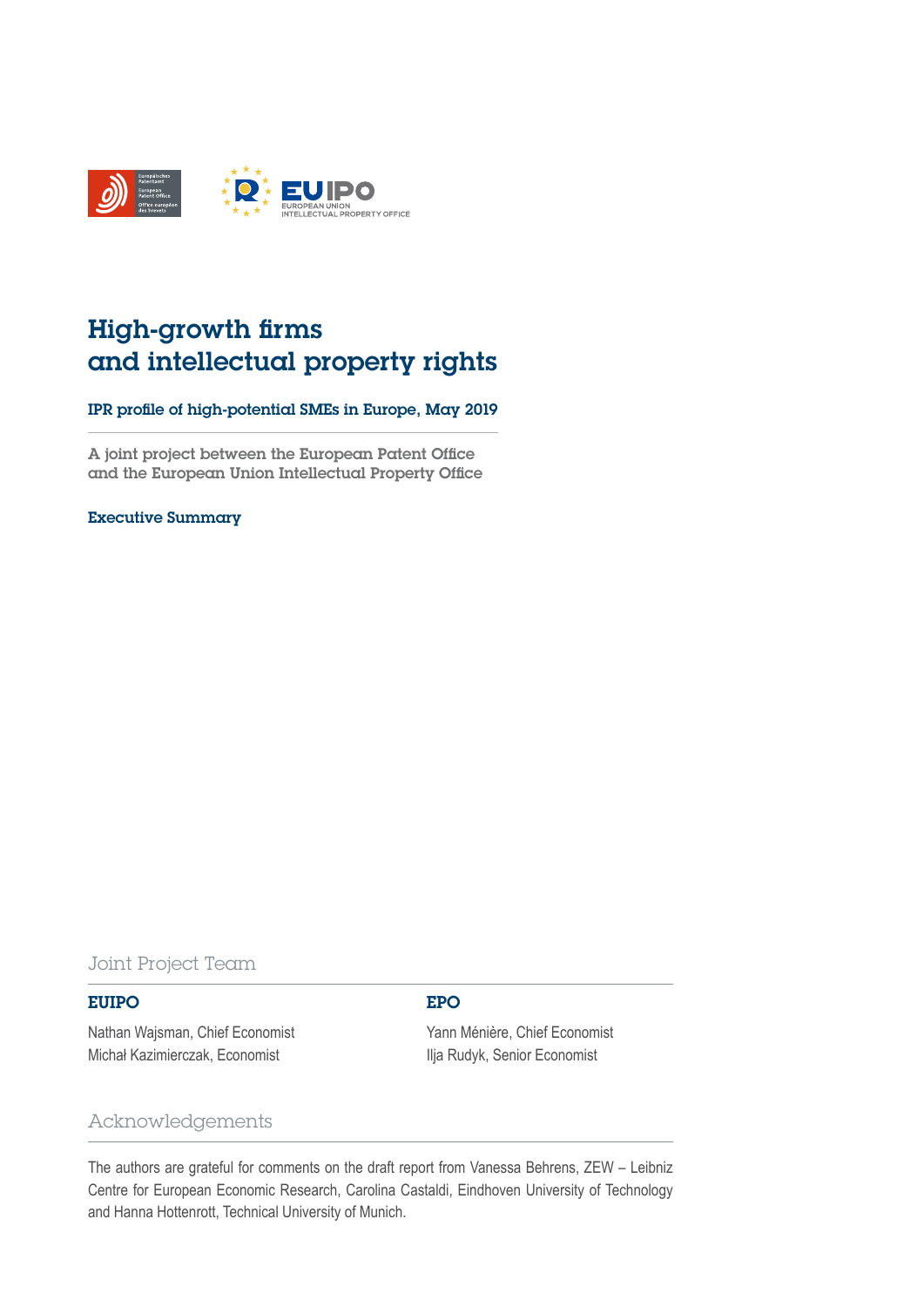# High-growth firms and intellectual property rights

### IPR profile of high-potential SMEs in Europe, May 2019

A joint project between the European Patent Office and the European Union Intellectual Property Office

**Executive Summary**

## Joint Project Team

**EUIPO**

Nathan Wajsman, Chief Economist
Michał Kazimierczak, Economist

**EPO**

Yann Ménière, Chief Economist
Ilja Rudyk, Senior Economist

## Acknowledgements

The authors are grateful for comments on the draft report from Vanessa Behrens, ZEW – Leibniz Centre for European Economic Research, Carolina Castaldi, Eindhoven University of Technology and Hanna Hottenrott, Technical University of Munich.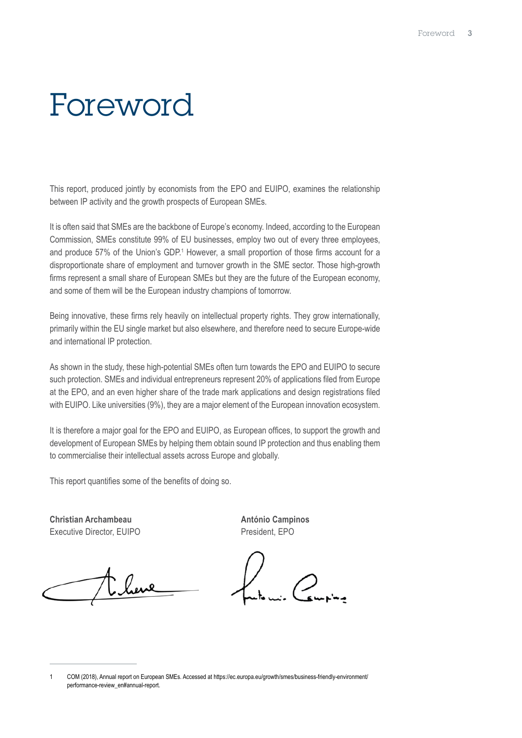# Foreword

This report, produced jointly by economists from the EPO and EUIPO, examines the relationship between IP activity and the growth prospects of European SMEs.

It is often said that SMEs are the backbone of Europe's economy. Indeed, according to the European Commission, SMEs constitute 99% of EU businesses, employ two out of every three employees, and produce 57% of the Union's GDP.[1] However, a small proportion of those firms account for a disproportionate share of employment and turnover growth in the SME sector. Those high-growth firms represent a small share of European SMEs but they are the future of the European economy, and some of them will be the European industry champions of tomorrow.

Being innovative, these firms rely heavily on intellectual property rights. They grow internationally, primarily within the EU single market but also elsewhere, and therefore need to secure Europe-wide and international IP protection.

As shown in the study, these high-potential SMEs often turn towards the EPO and EUIPO to secure such protection. SMEs and individual entrepreneurs represent 20% of applications filed from Europe at the EPO, and an even higher share of the trade mark applications and design registrations filed with EUIPO. Like universities (9%), they are a major element of the European innovation ecosystem.

It is therefore a major goal for the EPO and EUIPO, as European offices, to support the growth and development of European SMEs by helping them obtain sound IP protection and thus enabling them to commercialise their intellectual assets across Europe and globally.

This report quantifies some of the benefits of doing so.

**Christian Archambeau**
Executive Director, EUIPO

**António Campinos**
President, EPO

1 COM (2018), Annual report on European SMEs. Accessed at https://ec.europa.eu/growth/smes/business-friendly-environment/performance-review_en#annual-report.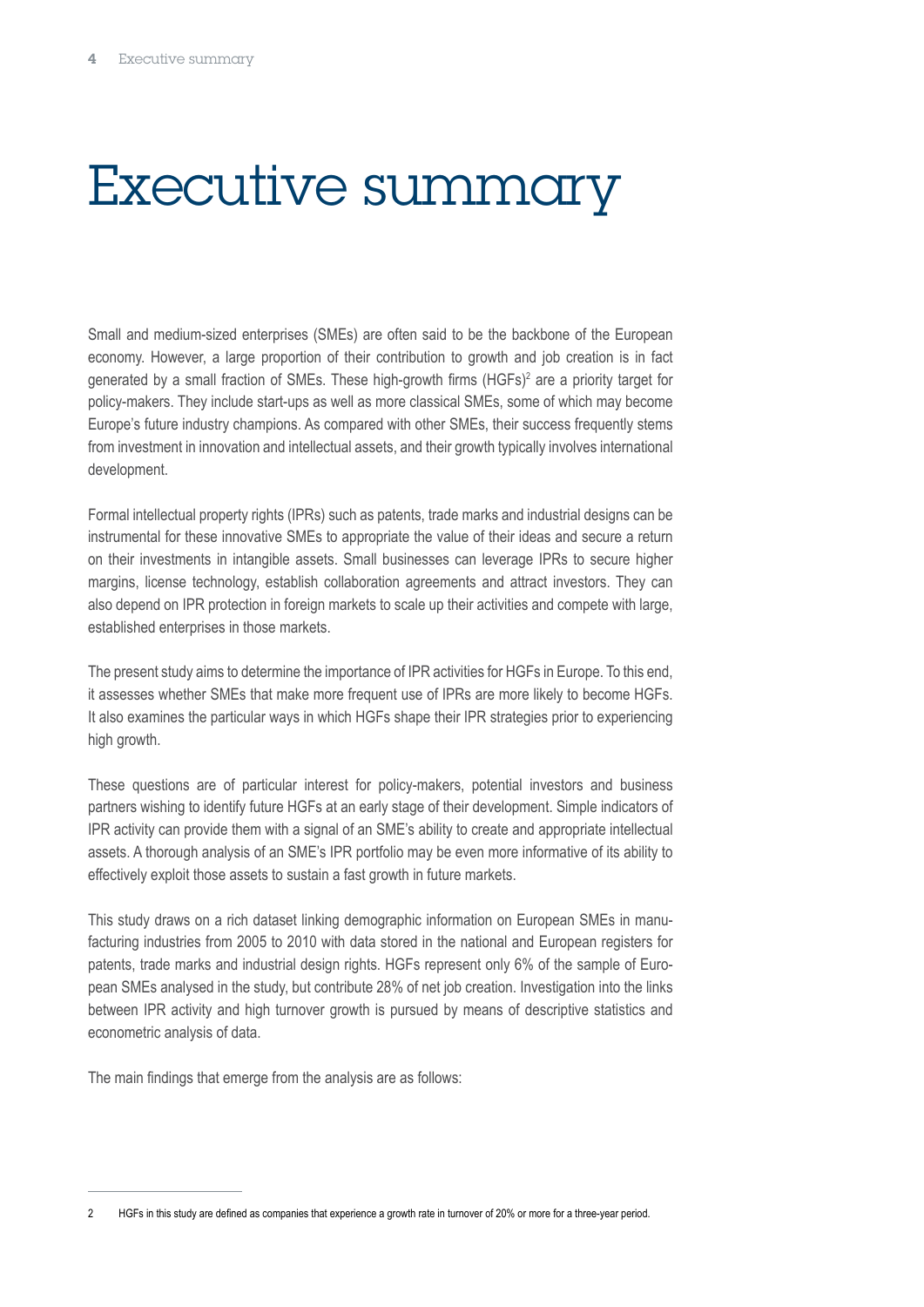# Executive summary

Small and medium-sized enterprises (SMEs) are often said to be the backbone of the European economy. However, a large proportion of their contribution to growth and job creation is in fact generated by a small fraction of SMEs. These high-growth firms (HGFs)[2] are a priority target for policy-makers. They include start-ups as well as more classical SMEs, some of which may become Europe's future industry champions. As compared with other SMEs, their success frequently stems from investment in innovation and intellectual assets, and their growth typically involves international development.

Formal intellectual property rights (IPRs) such as patents, trade marks and industrial designs can be instrumental for these innovative SMEs to appropriate the value of their ideas and secure a return on their investments in intangible assets. Small businesses can leverage IPRs to secure higher margins, license technology, establish collaboration agreements and attract investors. They can also depend on IPR protection in foreign markets to scale up their activities and compete with large, established enterprises in those markets.

The present study aims to determine the importance of IPR activities for HGFs in Europe. To this end, it assesses whether SMEs that make more frequent use of IPRs are more likely to become HGFs. It also examines the particular ways in which HGFs shape their IPR strategies prior to experiencing high growth.

These questions are of particular interest for policy-makers, potential investors and business partners wishing to identify future HGFs at an early stage of their development. Simple indicators of IPR activity can provide them with a signal of an SME's ability to create and appropriate intellectual assets. A thorough analysis of an SME's IPR portfolio may be even more informative of its ability to effectively exploit those assets to sustain a fast growth in future markets.

This study draws on a rich dataset linking demographic information on European SMEs in manufacturing industries from 2005 to 2010 with data stored in the national and European registers for patents, trade marks and industrial design rights. HGFs represent only 6% of the sample of European SMEs analysed in the study, but contribute 28% of net job creation. Investigation into the links between IPR activity and high turnover growth is pursued by means of descriptive statistics and econometric analysis of data.

The main findings that emerge from the analysis are as follows:

---

2 HGFs in this study are defined as companies that experience a growth rate in turnover of 20% or more for a three-year period.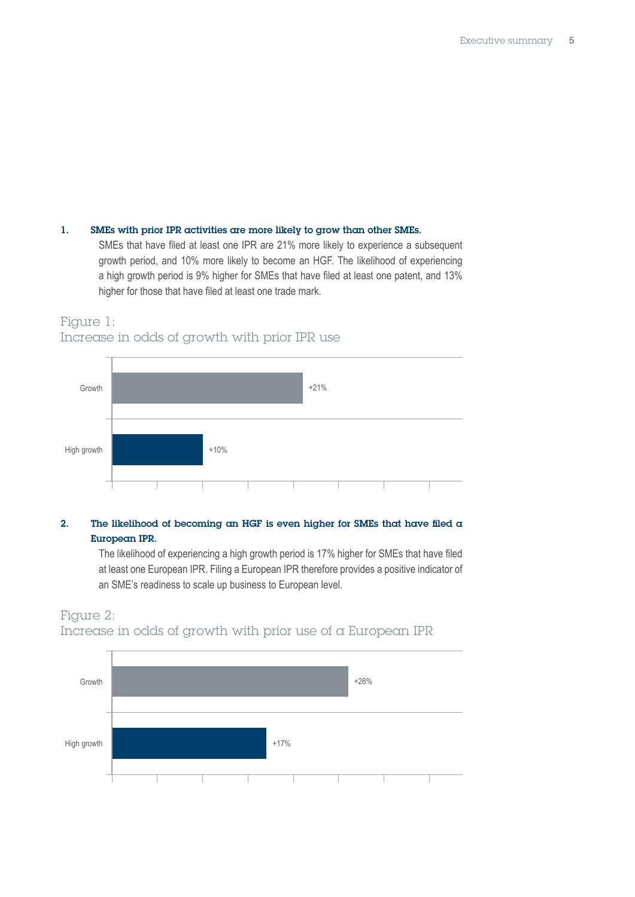1. **SMEs with prior IPR activities are more likely to grow than other SMEs.**

   SMEs that have filed at least one IPR are 21% more likely to experience a subsequent growth period, and 10% more likely to become an HGF. The likelihood of experiencing a high growth period is 9% higher for SMEs that have filed at least one patent, and 13% higher for those that have filed at least one trade mark.

Figure 1:
Increase in odds of growth with prior IPR use

Growth
+21%
High growth
+10%

2. **The likelihood of becoming an HGF is even higher for SMEs that have filed a European IPR.**

   The likelihood of experiencing a high growth period is 17% higher for SMEs that have filed at least one European IPR. Filing a European IPR therefore provides a positive indicator of an SME's readiness to scale up business to European level.

Figure 2:
Increase in odds of growth with prior use of a European IPR

Growth
+26%
High growth
+17%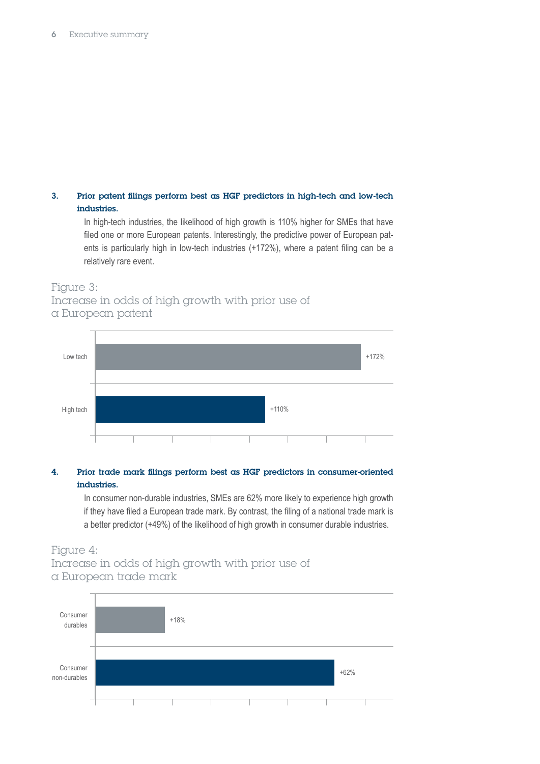3. **Prior patent filings perform best as HGF predictors in high-tech and low-tech industries.**

   In high-tech industries, the likelihood of high growth is 110% higher for SMEs that have filed one or more European patents. Interestingly, the predictive power of European patents is particularly high in low-tech industries (+172%), where a patent filing can be a relatively rare event.

Figure 3:
Increase in odds of high growth with prior use of a European patent

Low tech
+172%
High tech
+110%

4. **Prior trade mark filings perform best as HGF predictors in consumer-oriented industries.**

   In consumer non-durable industries, SMEs are 62% more likely to experience high growth if they have filed a European trade mark. By contrast, the filing of a national trade mark is a better predictor (+49%) of the likelihood of high growth in consumer durable industries.

Figure 4:
Increase in odds of high growth with prior use of a European trade mark

Consumer durables
+18%
Consumer non-durables
+62%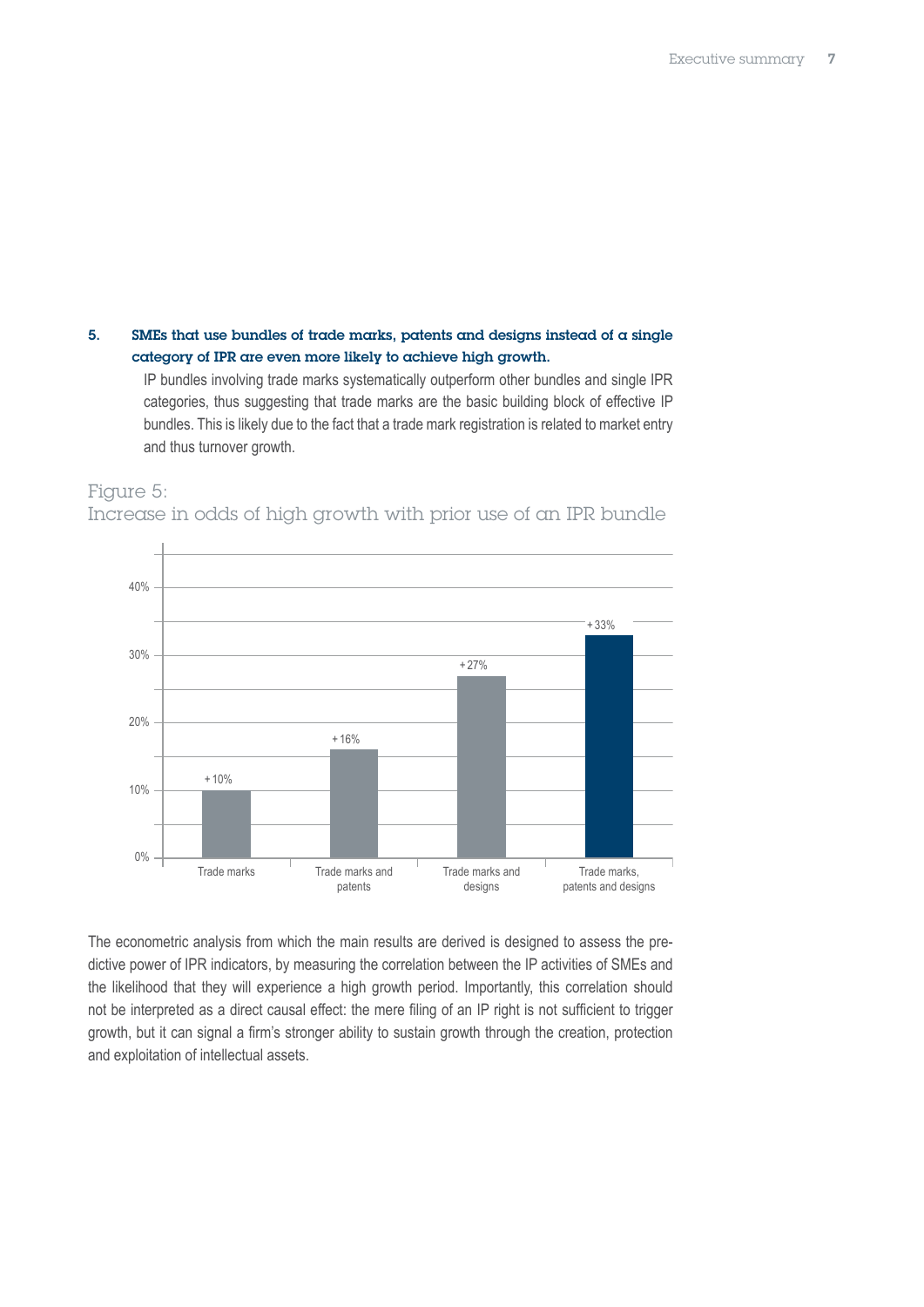5. **SMEs that use bundles of trade marks, patents and designs instead of a single category of IPR are even more likely to achieve high growth.**

   IP bundles involving trade marks systematically outperform other bundles and single IPR categories, thus suggesting that trade marks are the basic building block of effective IP bundles. This is likely due to the fact that a trade mark registration is related to market entry and thus turnover growth.

Figure 5:
Increase in odds of high growth with prior use of an IPR bundle

40%
30%
20%
10%
0%

+10%
+16%
+27%
+33%

Trade marks
Trade marks and patents
Trade marks and designs
Trade marks, patents and designs

The econometric analysis from which the main results are derived is designed to assess the predictive power of IPR indicators, by measuring the correlation between the IP activities of SMEs and the likelihood that they will experience a high growth period. Importantly, this correlation should not be interpreted as a direct causal effect: the mere filing of an IP right is not sufficient to trigger growth, but it can signal a firm's stronger ability to sustain growth through the creation, protection and exploitation of intellectual assets.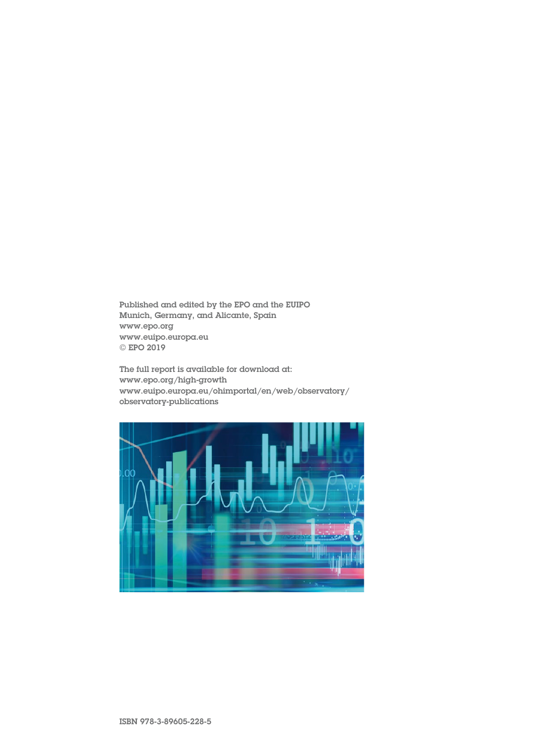Published and edited by the EPO and the EUIPO
Munich, Germany, and Alicante, Spain
www.epo.org
www.euipo.europa.eu
© EPO 2019

The full report is available for download at:
www.epo.org/high-growth
www.euipo.europa.eu/ohimportal/en/web/observatory/observatory-publications

ISBN 978-3-89605-228-5